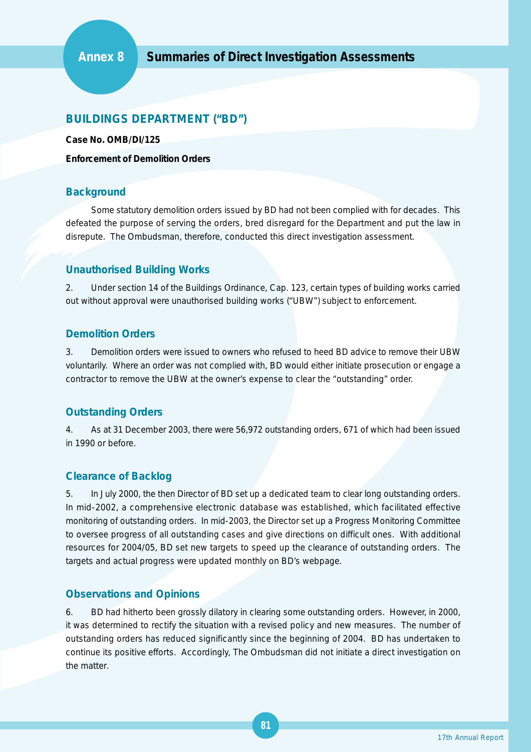# Annex 8 Summaries of Direct Investigation Assessments

## BUILDINGS DEPARTMENT ("BD")

**Case No. OMB/DI/125**

**Enforcement of Demolition Orders**

### Background

Some statutory demolition orders issued by BD had not been complied with for decades. This defeated the purpose of serving the orders, bred disregard for the Department and put the law in disrepute. The Ombudsman, therefore, conducted this direct investigation assessment.

### Unauthorised Building Works

2. Under section 14 of the Buildings Ordinance, Cap. 123, certain types of building works carried out without approval were unauthorised building works ("UBW") subject to enforcement.

### Demolition Orders

3. Demolition orders were issued to owners who refused to heed BD advice to remove their UBW voluntarily. Where an order was not complied with, BD would either initiate prosecution or engage a contractor to remove the UBW at the owner's expense to clear the "outstanding" order.

### Outstanding Orders

4. As at 31 December 2003, there were 56,972 outstanding orders, 671 of which had been issued in 1990 or before.

### Clearance of Backlog

5. In July 2000, the then Director of BD set up a dedicated team to clear long outstanding orders. In mid-2002, a comprehensive electronic database was established, which facilitated effective monitoring of outstanding orders. In mid-2003, the Director set up a Progress Monitoring Committee to oversee progress of all outstanding cases and give directions on difficult ones. With additional resources for 2004/05, BD set new targets to speed up the clearance of outstanding orders. The targets and actual progress were updated monthly on BD's webpage.

### Observations and Opinions

6. BD had hitherto been grossly dilatory in clearing some outstanding orders. However, in 2000, it was determined to rectify the situation with a revised policy and new measures. The number of outstanding orders has reduced significantly since the beginning of 2004. BD has undertaken to continue its positive efforts. Accordingly, The Ombudsman did not initiate a direct investigation on the matter.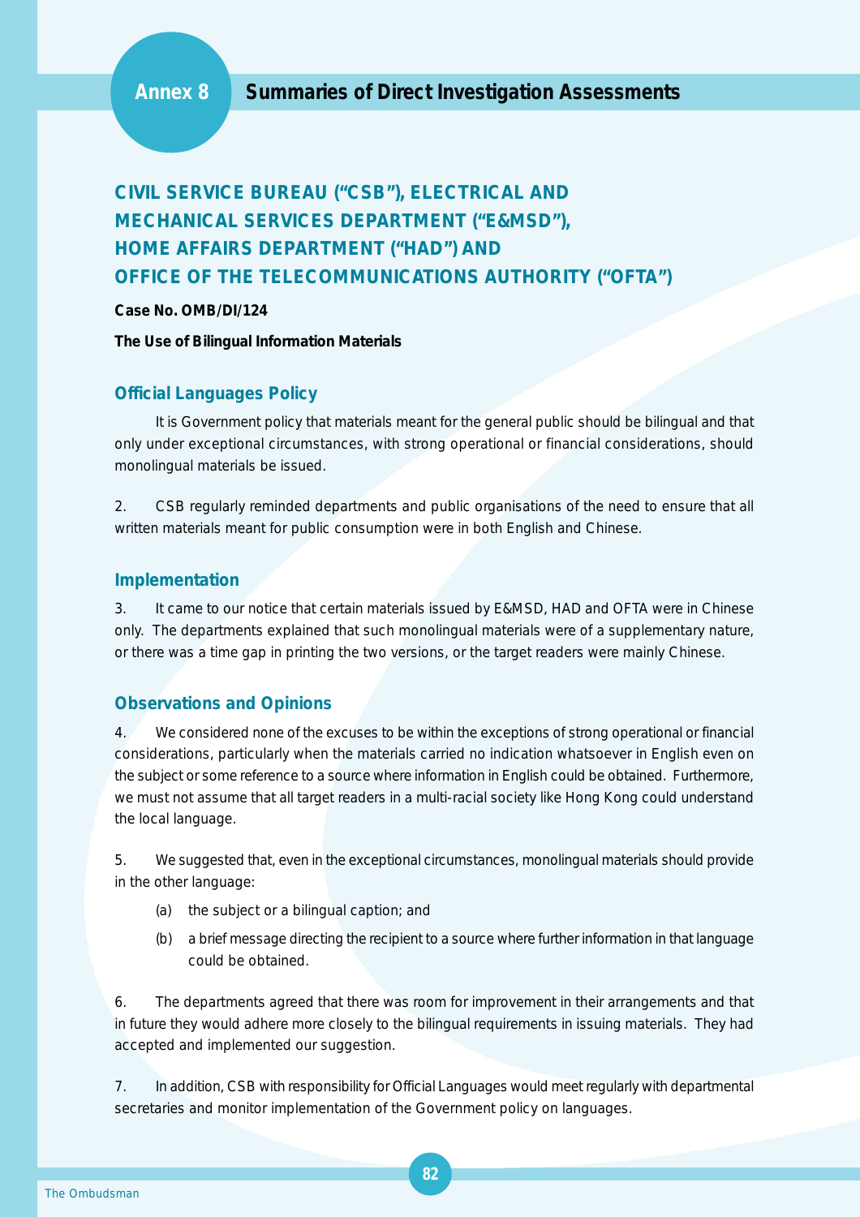# Annex 8 Summaries of Direct Investigation Assessments

## CIVIL SERVICE BUREAU ("CSB"), ELECTRICAL AND MECHANICAL SERVICES DEPARTMENT ("E&MSD"), HOME AFFAIRS DEPARTMENT ("HAD") AND OFFICE OF THE TELECOMMUNICATIONS AUTHORITY ("OFTA")

**Case No. OMB/DI/124**

**The Use of Bilingual Information Materials**

### Official Languages Policy

It is Government policy that materials meant for the general public should be bilingual and that only under exceptional circumstances, with strong operational or financial considerations, should monolingual materials be issued.

2. CSB regularly reminded departments and public organisations of the need to ensure that all written materials meant for public consumption were in both English and Chinese.

### Implementation

3. It came to our notice that certain materials issued by E&MSD, HAD and OFTA were in Chinese only. The departments explained that such monolingual materials were of a supplementary nature, or there was a time gap in printing the two versions, or the target readers were mainly Chinese.

### Observations and Opinions

4. We considered none of the excuses to be within the exceptions of strong operational or financial considerations, particularly when the materials carried no indication whatsoever in English even on the subject or some reference to a source where information in English could be obtained. Furthermore, we must not assume that all target readers in a multi-racial society like Hong Kong could understand the local language.

5. We suggested that, even in the exceptional circumstances, monolingual materials should provide in the other language:

(a) the subject or a bilingual caption; and

(b) a brief message directing the recipient to a source where further information in that language could be obtained.

6. The departments agreed that there was room for improvement in their arrangements and that in future they would adhere more closely to the bilingual requirements in issuing materials. They had accepted and implemented our suggestion.

7. In addition, CSB with responsibility for Official Languages would meet regularly with departmental secretaries and monitor implementation of the Government policy on languages.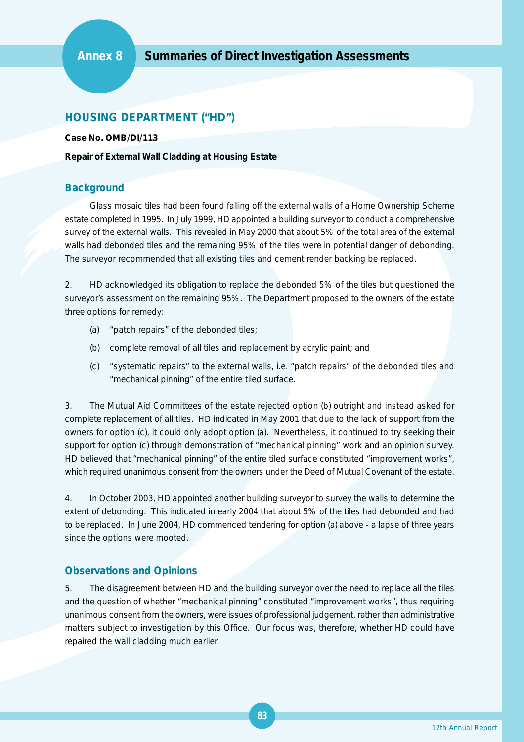# Annex 8 Summaries of Direct Investigation Assessments

## HOUSING DEPARTMENT ("HD")

**Case No. OMB/DI/113**

**Repair of External Wall Cladding at Housing Estate**

### Background

Glass mosaic tiles had been found falling off the external walls of a Home Ownership Scheme estate completed in 1995. In July 1999, HD appointed a building surveyor to conduct a comprehensive survey of the external walls. This revealed in May 2000 that about 5% of the total area of the external walls had debonded tiles and the remaining 95% of the tiles were in potential danger of debonding. The surveyor recommended that all existing tiles and cement render backing be replaced.

2. HD acknowledged its obligation to replace the debonded 5% of the tiles but questioned the surveyor's assessment on the remaining 95%. The Department proposed to the owners of the estate three options for remedy:

(a) "patch repairs" of the debonded tiles;

(b) complete removal of all tiles and replacement by acrylic paint; and

(c) "systematic repairs" to the external walls, i.e. "patch repairs" of the debonded tiles and "mechanical pinning" of the entire tiled surface.

3. The Mutual Aid Committees of the estate rejected option (b) outright and instead asked for complete replacement of all tiles. HD indicated in May 2001 that due to the lack of support from the owners for option (c), it could only adopt option (a). Nevertheless, it continued to try seeking their support for option (c) through demonstration of "mechanical pinning" work and an opinion survey. HD believed that "mechanical pinning" of the entire tiled surface constituted "improvement works", which required unanimous consent from the owners under the Deed of Mutual Covenant of the estate.

4. In October 2003, HD appointed another building surveyor to survey the walls to determine the extent of debonding. This indicated in early 2004 that about 5% of the tiles had debonded and had to be replaced. In June 2004, HD commenced tendering for option (a) above - a lapse of three years since the options were mooted.

### Observations and Opinions

5. The disagreement between HD and the building surveyor over the need to replace all the tiles and the question of whether "mechanical pinning" constituted "improvement works", thus requiring unanimous consent from the owners, were issues of professional judgement, rather than administrative matters subject to investigation by this Office. Our focus was, therefore, whether HD could have repaired the wall cladding much earlier.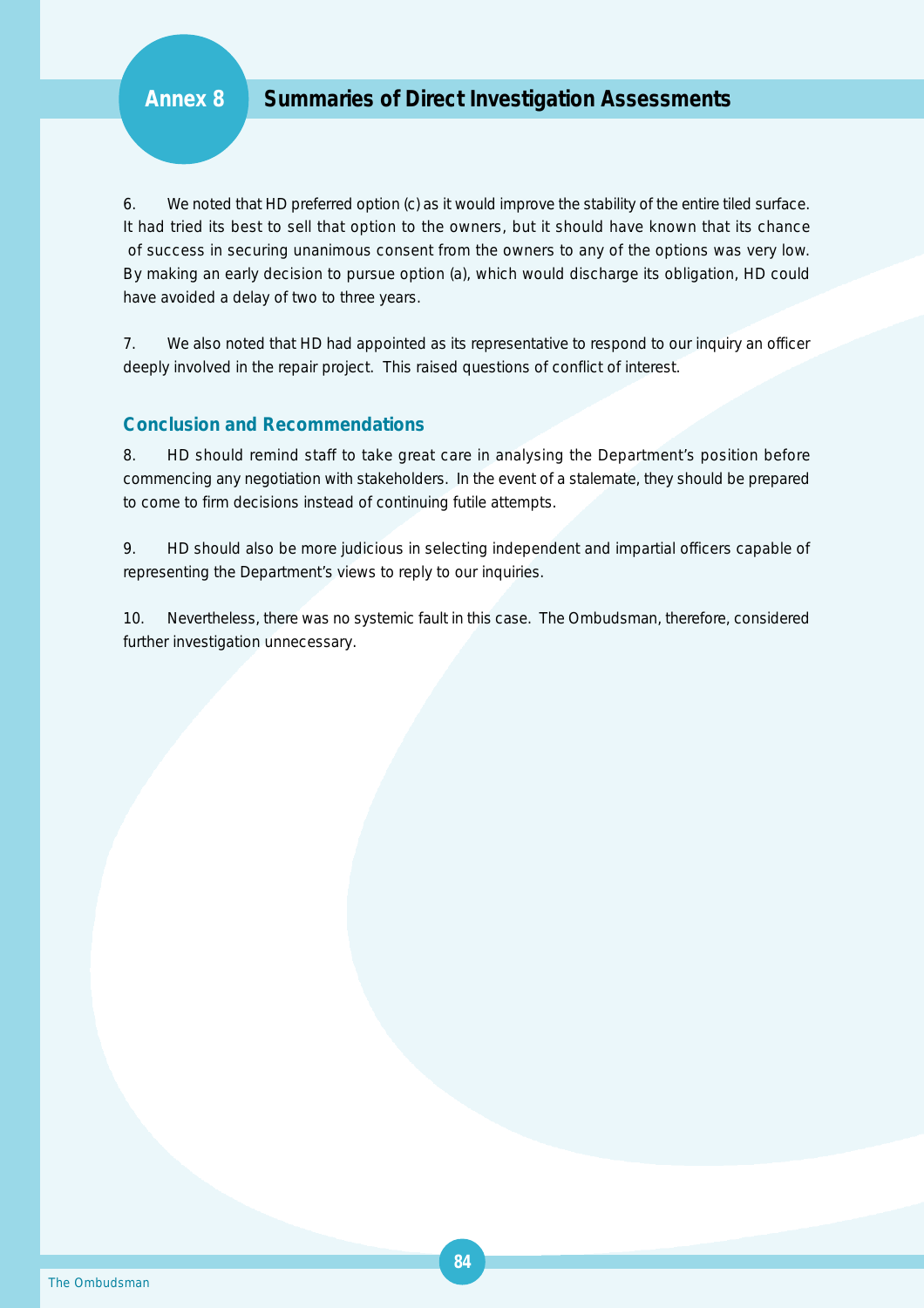6. We noted that HD preferred option (c) as it would improve the stability of the entire tiled surface. It had tried its best to sell that option to the owners, but it should have known that its chance of success in securing unanimous consent from the owners to any of the options was very low. By making an early decision to pursue option (a), which would discharge its obligation, HD could have avoided a delay of two to three years.

7. We also noted that HD had appointed as its representative to respond to our inquiry an officer deeply involved in the repair project. This raised questions of conflict of interest.

## Conclusion and Recommendations

8. HD should remind staff to take great care in analysing the Department's position before commencing any negotiation with stakeholders. In the event of a stalemate, they should be prepared to come to firm decisions instead of continuing futile attempts.

9. HD should also be more judicious in selecting independent and impartial officers capable of representing the Department's views to reply to our inquiries.

10. Nevertheless, there was no systemic fault in this case. The Ombudsman, therefore, considered further investigation unnecessary.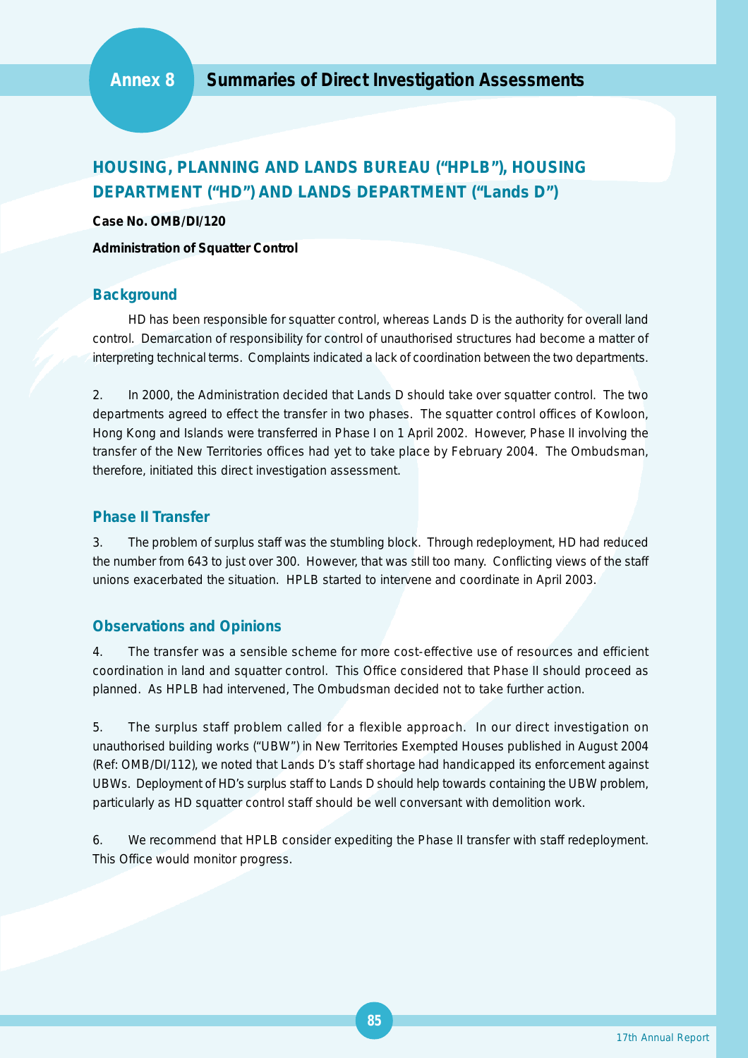# Annex 8 Summaries of Direct Investigation Assessments

## HOUSING, PLANNING AND LANDS BUREAU ("HPLB"), HOUSING DEPARTMENT ("HD") AND LANDS DEPARTMENT ("Lands D")

**Case No. OMB/DI/120**

**Administration of Squatter Control**

### Background

HD has been responsible for squatter control, whereas Lands D is the authority for overall land control. Demarcation of responsibility for control of unauthorised structures had become a matter of interpreting technical terms. Complaints indicated a lack of coordination between the two departments.

2. In 2000, the Administration decided that Lands D should take over squatter control. The two departments agreed to effect the transfer in two phases. The squatter control offices of Kowloon, Hong Kong and Islands were transferred in Phase I on 1 April 2002. However, Phase II involving the transfer of the New Territories offices had yet to take place by February 2004. The Ombudsman, therefore, initiated this direct investigation assessment.

### Phase II Transfer

3. The problem of surplus staff was the stumbling block. Through redeployment, HD had reduced the number from 643 to just over 300. However, that was still too many. Conflicting views of the staff unions exacerbated the situation. HPLB started to intervene and coordinate in April 2003.

### Observations and Opinions

4. The transfer was a sensible scheme for more cost-effective use of resources and efficient coordination in land and squatter control. This Office considered that Phase II should proceed as planned. As HPLB had intervened, The Ombudsman decided not to take further action.

5. The surplus staff problem called for a flexible approach. In our direct investigation on unauthorised building works ("UBW") in New Territories Exempted Houses published in August 2004 (Ref: OMB/DI/112), we noted that Lands D's staff shortage had handicapped its enforcement against UBWs. Deployment of HD's surplus staff to Lands D should help towards containing the UBW problem, particularly as HD squatter control staff should be well conversant with demolition work.

6. We recommend that HPLB consider expediting the Phase II transfer with staff redeployment. This Office would monitor progress.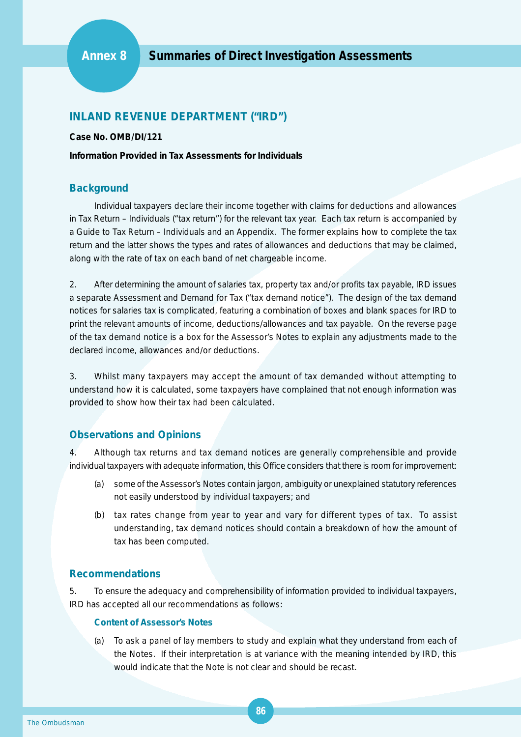# Annex 8 Summaries of Direct Investigation Assessments

## INLAND REVENUE DEPARTMENT ("IRD")

**Case No. OMB/DI/121**

**Information Provided in Tax Assessments for Individuals**

### Background

Individual taxpayers declare their income together with claims for deductions and allowances in Tax Return – Individuals ("tax return") for the relevant tax year. Each tax return is accompanied by a Guide to Tax Return – Individuals and an Appendix. The former explains how to complete the tax return and the latter shows the types and rates of allowances and deductions that may be claimed, along with the rate of tax on each band of net chargeable income.

2. After determining the amount of salaries tax, property tax and/or profits tax payable, IRD issues a separate Assessment and Demand for Tax ("tax demand notice"). The design of the tax demand notices for salaries tax is complicated, featuring a combination of boxes and blank spaces for IRD to print the relevant amounts of income, deductions/allowances and tax payable. On the reverse page of the tax demand notice is a box for the Assessor's Notes to explain any adjustments made to the declared income, allowances and/or deductions.

3. Whilst many taxpayers may accept the amount of tax demanded without attempting to understand how it is calculated, some taxpayers have complained that not enough information was provided to show how their tax had been calculated.

### Observations and Opinions

4. Although tax returns and tax demand notices are generally comprehensible and provide individual taxpayers with adequate information, this Office considers that there is room for improvement:

(a) some of the Assessor's Notes contain jargon, ambiguity or unexplained statutory references not easily understood by individual taxpayers; and

(b) tax rates change from year to year and vary for different types of tax. To assist understanding, tax demand notices should contain a breakdown of how the amount of tax has been computed.

### Recommendations

5. To ensure the adequacy and comprehensibility of information provided to individual taxpayers, IRD has accepted all our recommendations as follows:

#### Content of Assessor's Notes

(a) To ask a panel of lay members to study and explain what they understand from each of the Notes. If their interpretation is at variance with the meaning intended by IRD, this would indicate that the Note is not clear and should be recast.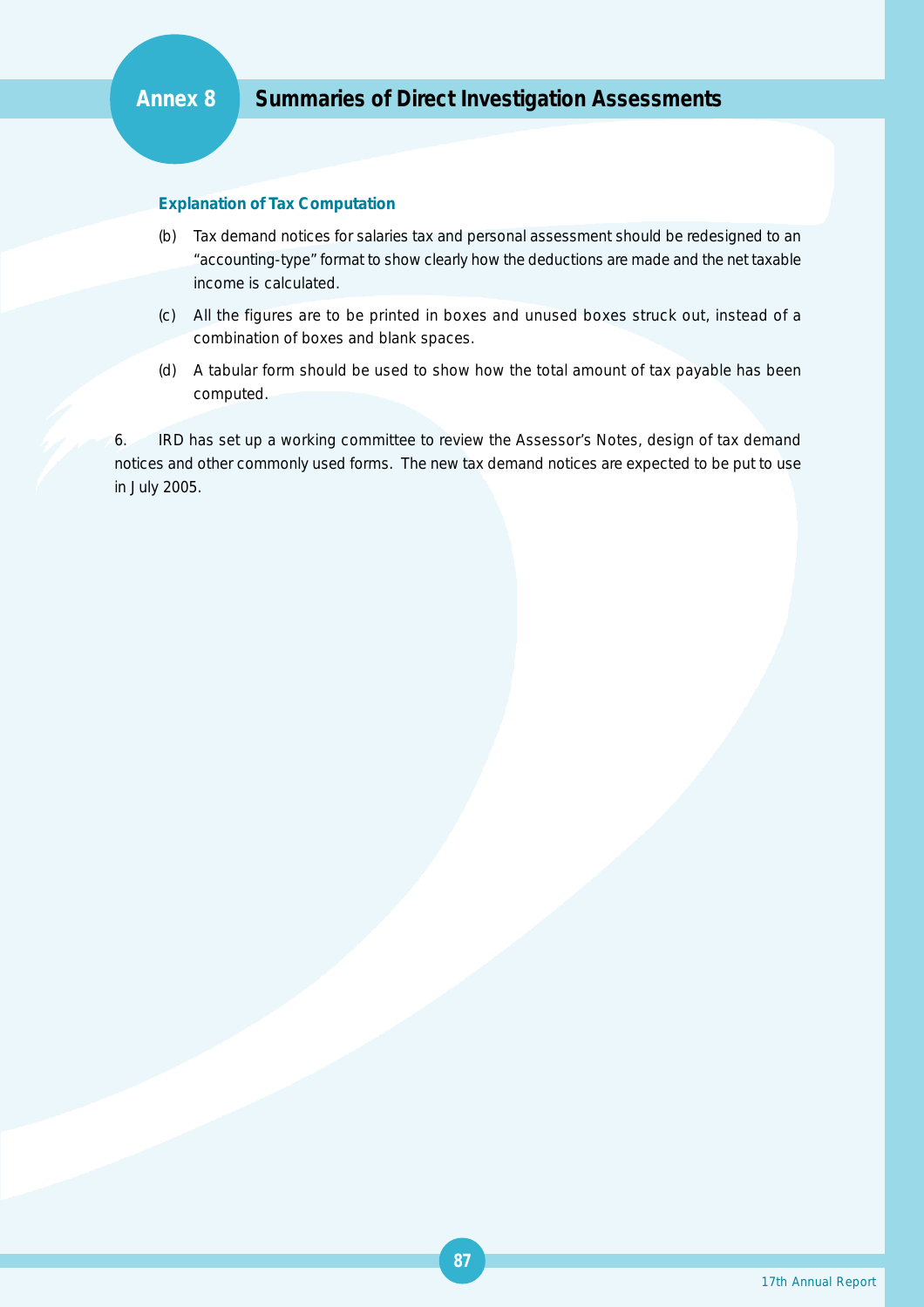**Explanation of Tax Computation**

(b) Tax demand notices for salaries tax and personal assessment should be redesigned to an "accounting-type" format to show clearly how the deductions are made and the net taxable income is calculated.

(c) All the figures are to be printed in boxes and unused boxes struck out, instead of a combination of boxes and blank spaces.

(d) A tabular form should be used to show how the total amount of tax payable has been computed.

6. IRD has set up a working committee to review the Assessor's Notes, design of tax demand notices and other commonly used forms. The new tax demand notices are expected to be put to use in July 2005.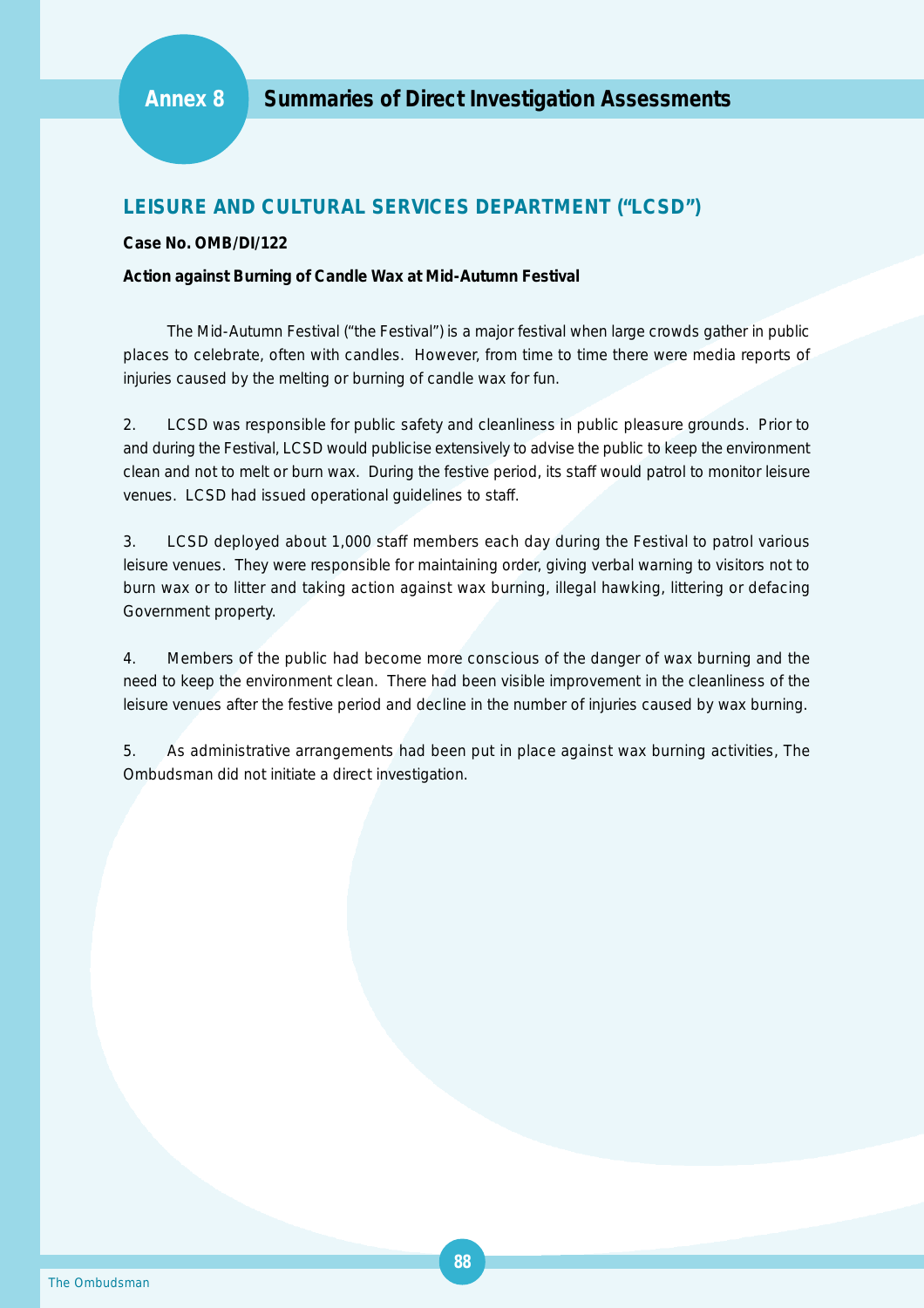# Annex 8 Summaries of Direct Investigation Assessments

## LEISURE AND CULTURAL SERVICES DEPARTMENT ("LCSD")

**Case No. OMB/DI/122**

**Action against Burning of Candle Wax at Mid-Autumn Festival**

The Mid-Autumn Festival ("the Festival") is a major festival when large crowds gather in public places to celebrate, often with candles. However, from time to time there were media reports of injuries caused by the melting or burning of candle wax for fun.

2. LCSD was responsible for public safety and cleanliness in public pleasure grounds. Prior to and during the Festival, LCSD would publicise extensively to advise the public to keep the environment clean and not to melt or burn wax. During the festive period, its staff would patrol to monitor leisure venues. LCSD had issued operational guidelines to staff.

3. LCSD deployed about 1,000 staff members each day during the Festival to patrol various leisure venues. They were responsible for maintaining order, giving verbal warning to visitors not to burn wax or to litter and taking action against wax burning, illegal hawking, littering or defacing Government property.

4. Members of the public had become more conscious of the danger of wax burning and the need to keep the environment clean. There had been visible improvement in the cleanliness of the leisure venues after the festive period and decline in the number of injuries caused by wax burning.

5. As administrative arrangements had been put in place against wax burning activities, The Ombudsman did not initiate a direct investigation.